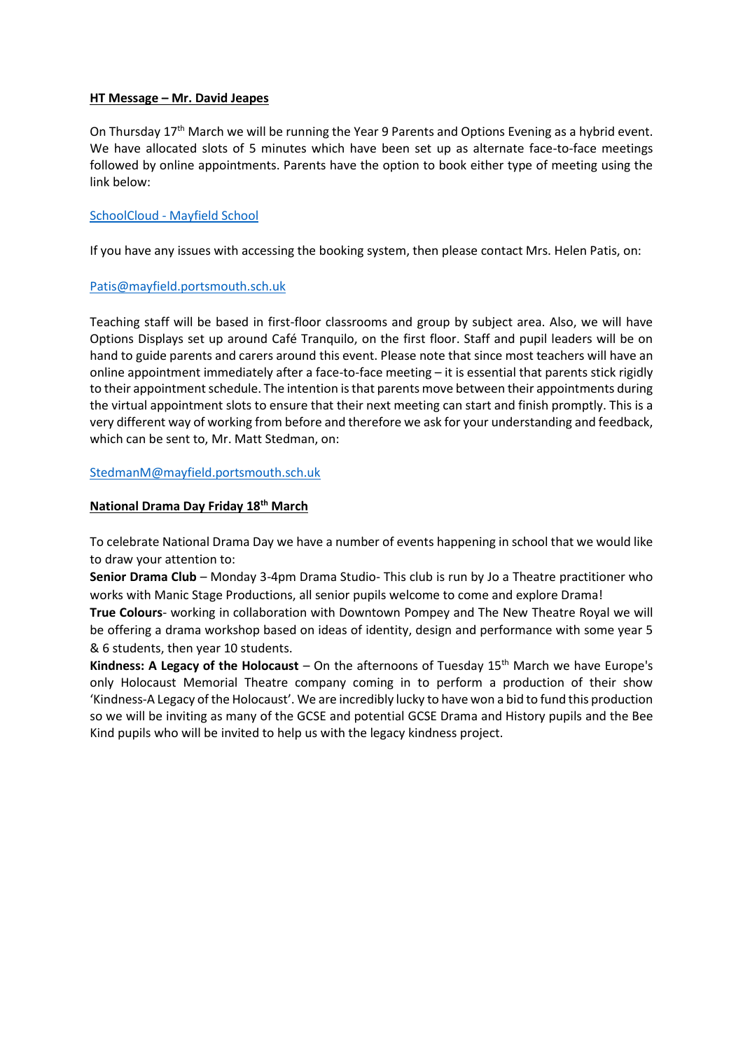**HT Message – Mr. David Jeapes**

On Thursday 17th March we will be running the Year 9 Parents and Options Evening as a hybrid event. We have allocated slots of 5 minutes which have been set up as alternate face-to-face meetings followed by online appointments. Parents have the option to book either type of meeting using the link below:

SchoolCloud - Mayfield School

If you have any issues with accessing the booking system, then please contact Mrs. Helen Patis, on:

Patis@mayfield.portsmouth.sch.uk

Teaching staff will be based in first-floor classrooms and group by subject area. Also, we will have Options Displays set up around Café Tranquilo, on the first floor. Staff and pupil leaders will be on hand to guide parents and carers around this event. Please note that since most teachers will have an online appointment immediately after a face-to-face meeting – it is essential that parents stick rigidly to their appointment schedule. The intention is that parents move between their appointments during the virtual appointment slots to ensure that their next meeting can start and finish promptly. This is a very different way of working from before and therefore we ask for your understanding and feedback, which can be sent to, Mr. Matt Stedman, on:

StedmanM@mayfield.portsmouth.sch.uk

**National Drama Day Friday 18th March**

To celebrate National Drama Day we have a number of events happening in school that we would like to draw your attention to:

**Senior Drama Club** – Monday 3-4pm Drama Studio- This club is run by Jo a Theatre practitioner who works with Manic Stage Productions, all senior pupils welcome to come and explore Drama!

**True Colours**- working in collaboration with Downtown Pompey and The New Theatre Royal we will be offering a drama workshop based on ideas of identity, design and performance with some year 5 & 6 students, then year 10 students.

**Kindness: A Legacy of the Holocaust** – On the afternoons of Tuesday 15th March we have Europe's only Holocaust Memorial Theatre company coming in to perform a production of their show 'Kindness-A Legacy of the Holocaust'. We are incredibly lucky to have won a bid to fund this production so we will be inviting as many of the GCSE and potential GCSE Drama and History pupils and the Bee Kind pupils who will be invited to help us with the legacy kindness project.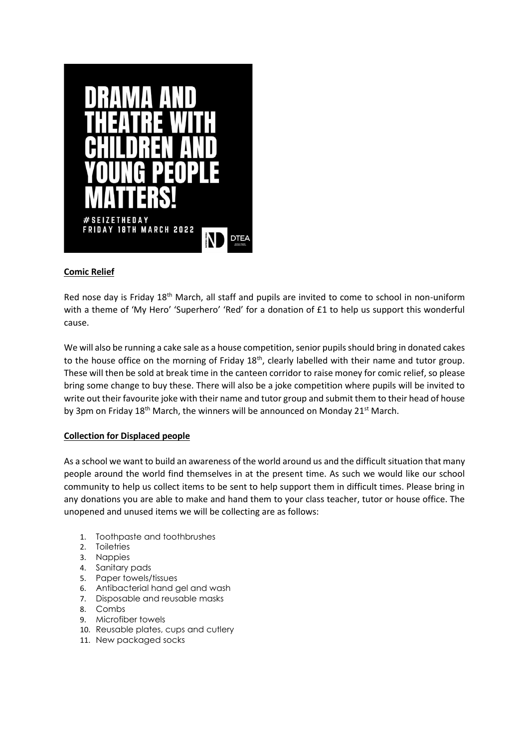DRAMA AND THEATRE WITH CHILDREN AND YOUNG PEOPLE MATTERS!

#SEIZETHEDAY
FRIDAY 18TH MARCH 2022

DTEA

**Comic Relief**

Red nose day is Friday 18th March, all staff and pupils are invited to come to school in non-uniform with a theme of 'My Hero' 'Superhero' 'Red' for a donation of £1 to help us support this wonderful cause.

We will also be running a cake sale as a house competition, senior pupils should bring in donated cakes to the house office on the morning of Friday 18th, clearly labelled with their name and tutor group. These will then be sold at break time in the canteen corridor to raise money for comic relief, so please bring some change to buy these. There will also be a joke competition where pupils will be invited to write out their favourite joke with their name and tutor group and submit them to their head of house by 3pm on Friday 18th March, the winners will be announced on Monday 21st March.

**Collection for Displaced people**

As a school we want to build an awareness of the world around us and the difficult situation that many people around the world find themselves in at the present time. As such we would like our school community to help us collect items to be sent to help support them in difficult times. Please bring in any donations you are able to make and hand them to your class teacher, tutor or house office. The unopened and unused items we will be collecting are as follows:

1. Toothpaste and toothbrushes
2. Toiletries
3. Nappies
4. Sanitary pads
5. Paper towels/tissues
6. Antibacterial hand gel and wash
7. Disposable and reusable masks
8. Combs
9. Microfiber towels
10. Reusable plates, cups and cutlery
11. New packaged socks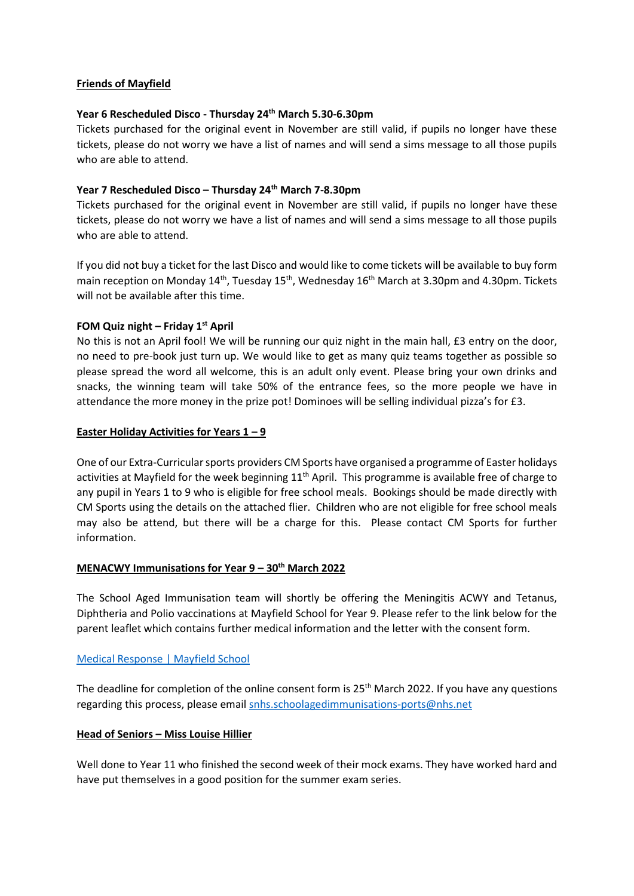**Friends of Mayfield**

**Year 6 Rescheduled Disco - Thursday 24th March 5.30-6.30pm**

Tickets purchased for the original event in November are still valid, if pupils no longer have these tickets, please do not worry we have a list of names and will send a sims message to all those pupils who are able to attend.

**Year 7 Rescheduled Disco – Thursday 24th March 7-8.30pm**

Tickets purchased for the original event in November are still valid, if pupils no longer have these tickets, please do not worry we have a list of names and will send a sims message to all those pupils who are able to attend.

If you did not buy a ticket for the last Disco and would like to come tickets will be available to buy form main reception on Monday 14th, Tuesday 15th, Wednesday 16th March at 3.30pm and 4.30pm. Tickets will not be available after this time.

**FOM Quiz night – Friday 1st April**

No this is not an April fool! We will be running our quiz night in the main hall, £3 entry on the door, no need to pre-book just turn up. We would like to get as many quiz teams together as possible so please spread the word all welcome, this is an adult only event. Please bring your own drinks and snacks, the winning team will take 50% of the entrance fees, so the more people we have in attendance the more money in the prize pot! Dominoes will be selling individual pizza's for £3.

**Easter Holiday Activities for Years 1 – 9**

One of our Extra-Curricular sports providers CM Sports have organised a programme of Easter holidays activities at Mayfield for the week beginning 11th April. This programme is available free of charge to any pupil in Years 1 to 9 who is eligible for free school meals. Bookings should be made directly with CM Sports using the details on the attached flier. Children who are not eligible for free school meals may also be attend, but there will be a charge for this. Please contact CM Sports for further information.

**MENACWY Immunisations for Year 9 – 30th March 2022**

The School Aged Immunisation team will shortly be offering the Meningitis ACWY and Tetanus, Diphtheria and Polio vaccinations at Mayfield School for Year 9. Please refer to the link below for the parent leaflet which contains further medical information and the letter with the consent form.

Medical Response | Mayfield School

The deadline for completion of the online consent form is 25th March 2022. If you have any questions regarding this process, please email snhs.schoolagedimmunisations-ports@nhs.net

**Head of Seniors – Miss Louise Hillier**

Well done to Year 11 who finished the second week of their mock exams. They have worked hard and have put themselves in a good position for the summer exam series.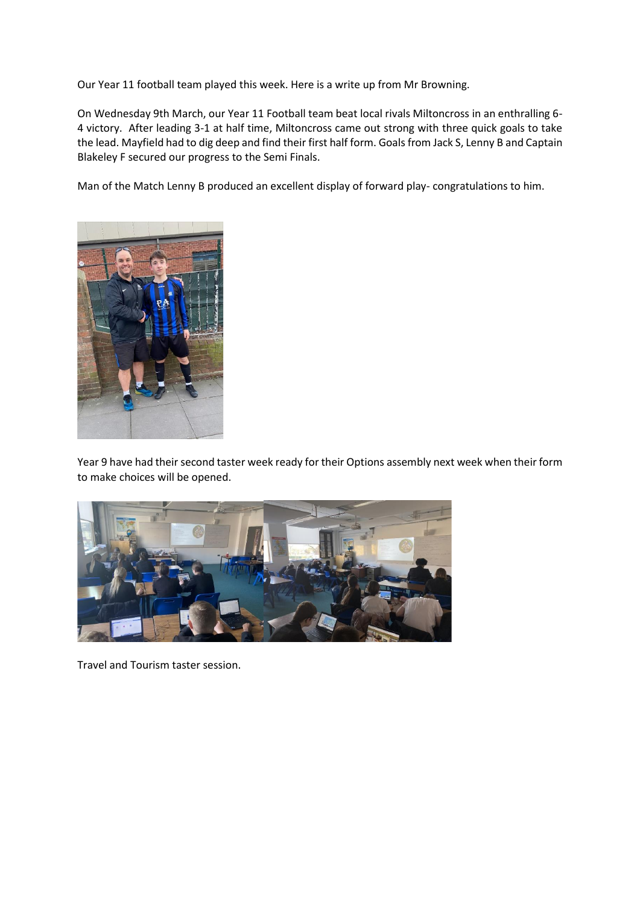Our Year 11 football team played this week. Here is a write up from Mr Browning.

On Wednesday 9th March, our Year 11 Football team beat local rivals Miltoncross in an enthralling 6-4 victory. After leading 3-1 at half time, Miltoncross came out strong with three quick goals to take the lead. Mayfield had to dig deep and find their first half form. Goals from Jack S, Lenny B and Captain Blakeley F secured our progress to the Semi Finals.

Man of the Match Lenny B produced an excellent display of forward play- congratulations to him.

Year 9 have had their second taster week ready for their Options assembly next week when their form to make choices will be opened.

Travel and Tourism taster session.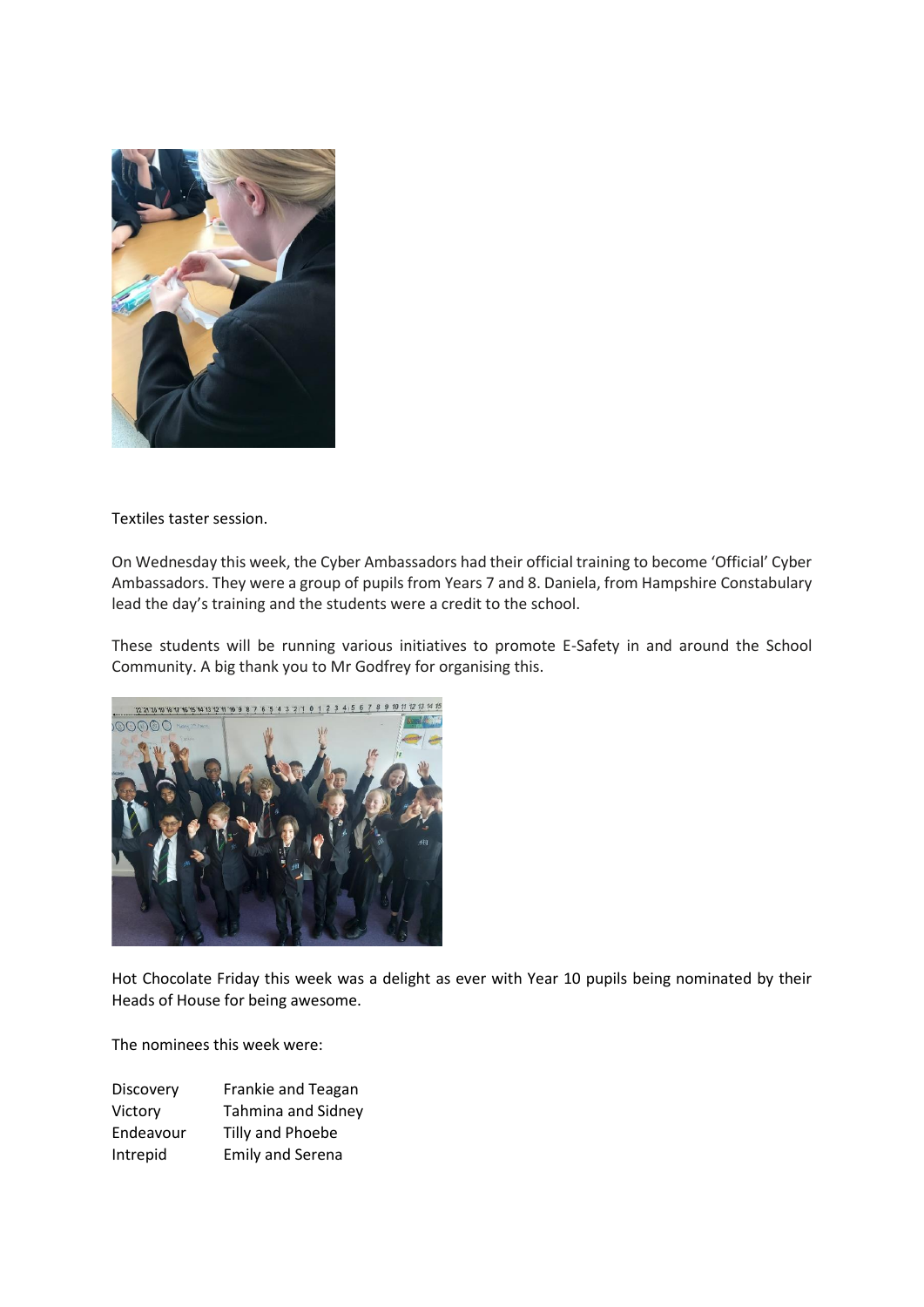Textiles taster session.

On Wednesday this week, the Cyber Ambassadors had their official training to become 'Official' Cyber Ambassadors. They were a group of pupils from Years 7 and 8. Daniela, from Hampshire Constabulary lead the day's training and the students were a credit to the school.

These students will be running various initiatives to promote E-Safety in and around the School Community. A big thank you to Mr Godfrey for organising this.

Hot Chocolate Friday this week was a delight as ever with Year 10 pupils being nominated by their Heads of House for being awesome.

The nominees this week were:

| | |
|---|---|
| Discovery | Frankie and Teagan |
| Victory | Tahmina and Sidney |
| Endeavour | Tilly and Phoebe |
| Intrepid | Emily and Serena |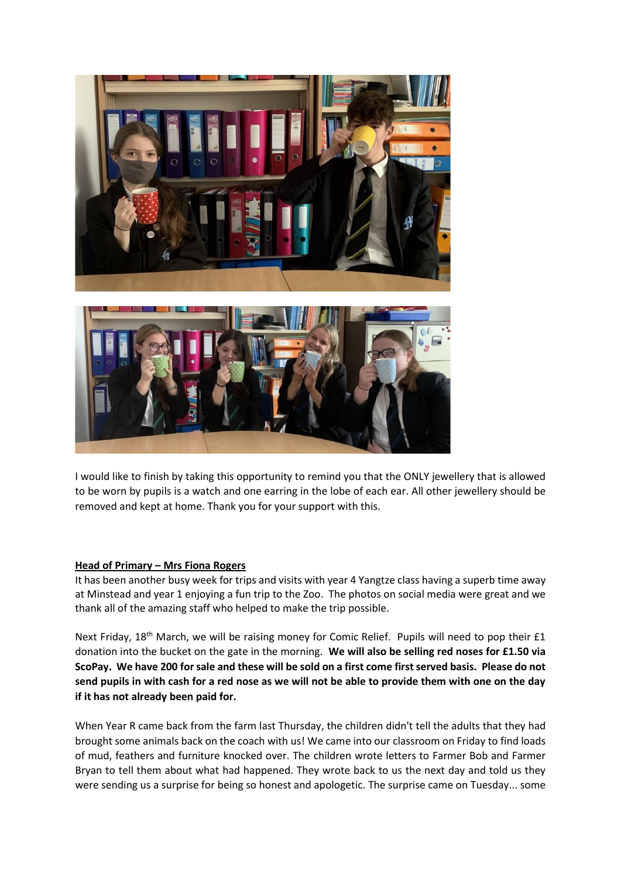I would like to finish by taking this opportunity to remind you that the ONLY jewellery that is allowed to be worn by pupils is a watch and one earring in the lobe of each ear. All other jewellery should be removed and kept at home. Thank you for your support with this.

**Head of Primary – Mrs Fiona Rogers**

It has been another busy week for trips and visits with year 4 Yangtze class having a superb time away at Minstead and year 1 enjoying a fun trip to the Zoo. The photos on social media were great and we thank all of the amazing staff who helped to make the trip possible.

Next Friday, 18th March, we will be raising money for Comic Relief. Pupils will need to pop their £1 donation into the bucket on the gate in the morning. **We will also be selling red noses for £1.50 via ScoPay. We have 200 for sale and these will be sold on a first come first served basis. Please do not send pupils in with cash for a red nose as we will not be able to provide them with one on the day if it has not already been paid for.**

When Year R came back from the farm last Thursday, the children didn't tell the adults that they had brought some animals back on the coach with us! We came into our classroom on Friday to find loads of mud, feathers and furniture knocked over. The children wrote letters to Farmer Bob and Farmer Bryan to tell them about what had happened. They wrote back to us the next day and told us they were sending us a surprise for being so honest and apologetic. The surprise came on Tuesday... some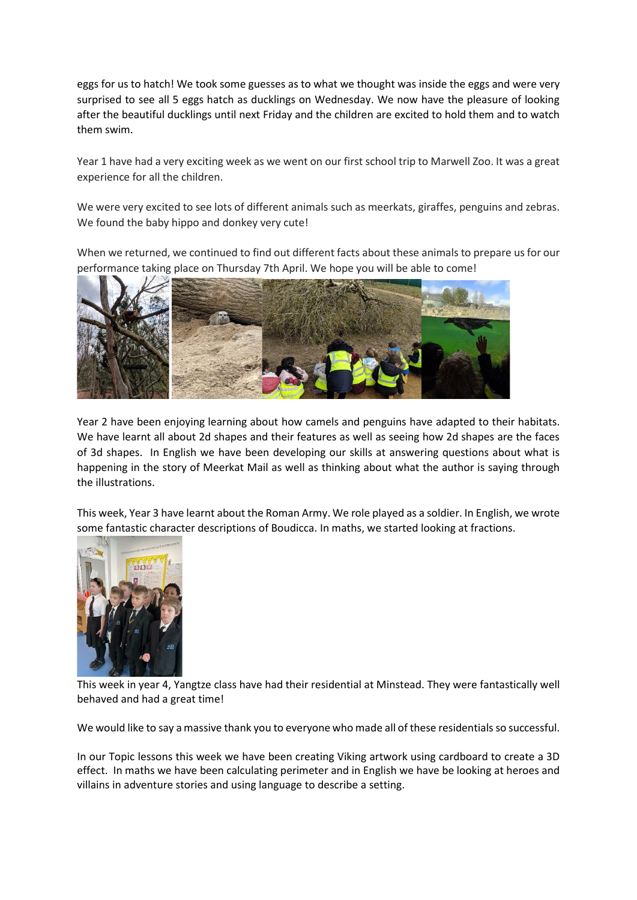eggs for us to hatch! We took some guesses as to what we thought was inside the eggs and were very surprised to see all 5 eggs hatch as ducklings on Wednesday. We now have the pleasure of looking after the beautiful ducklings until next Friday and the children are excited to hold them and to watch them swim.

Year 1 have had a very exciting week as we went on our first school trip to Marwell Zoo. It was a great experience for all the children.

We were very excited to see lots of different animals such as meerkats, giraffes, penguins and zebras. We found the baby hippo and donkey very cute!

When we returned, we continued to find out different facts about these animals to prepare us for our performance taking place on Thursday 7th April. We hope you will be able to come!

Year 2 have been enjoying learning about how camels and penguins have adapted to their habitats. We have learnt all about 2d shapes and their features as well as seeing how 2d shapes are the faces of 3d shapes. In English we have been developing our skills at answering questions about what is happening in the story of Meerkat Mail as well as thinking about what the author is saying through the illustrations.

This week, Year 3 have learnt about the Roman Army. We role played as a soldier. In English, we wrote some fantastic character descriptions of Boudicca. In maths, we started looking at fractions.

This week in year 4, Yangtze class have had their residential at Minstead. They were fantastically well behaved and had a great time!

We would like to say a massive thank you to everyone who made all of these residentials so successful.

In our Topic lessons this week we have been creating Viking artwork using cardboard to create a 3D effect. In maths we have been calculating perimeter and in English we have be looking at heroes and villains in adventure stories and using language to describe a setting.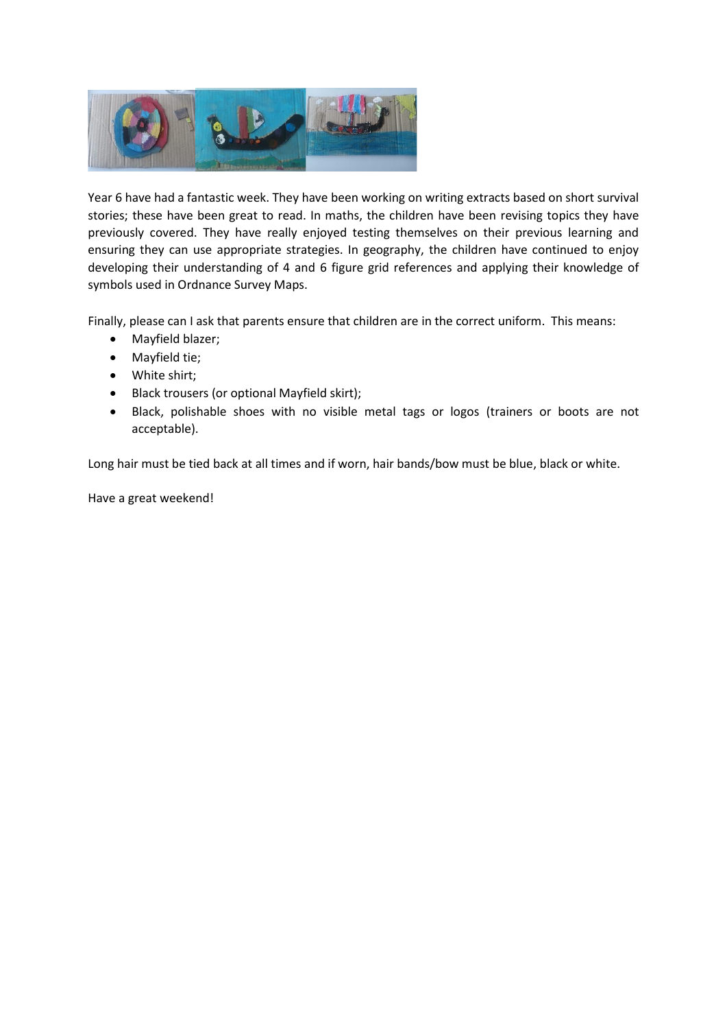Year 6 have had a fantastic week. They have been working on writing extracts based on short survival stories; these have been great to read. In maths, the children have been revising topics they have previously covered. They have really enjoyed testing themselves on their previous learning and ensuring they can use appropriate strategies. In geography, the children have continued to enjoy developing their understanding of 4 and 6 figure grid references and applying their knowledge of symbols used in Ordnance Survey Maps.

Finally, please can I ask that parents ensure that children are in the correct uniform. This means:

- Mayfield blazer;
- Mayfield tie;
- White shirt;
- Black trousers (or optional Mayfield skirt);
- Black, polishable shoes with no visible metal tags or logos (trainers or boots are not acceptable).

Long hair must be tied back at all times and if worn, hair bands/bow must be blue, black or white.

Have a great weekend!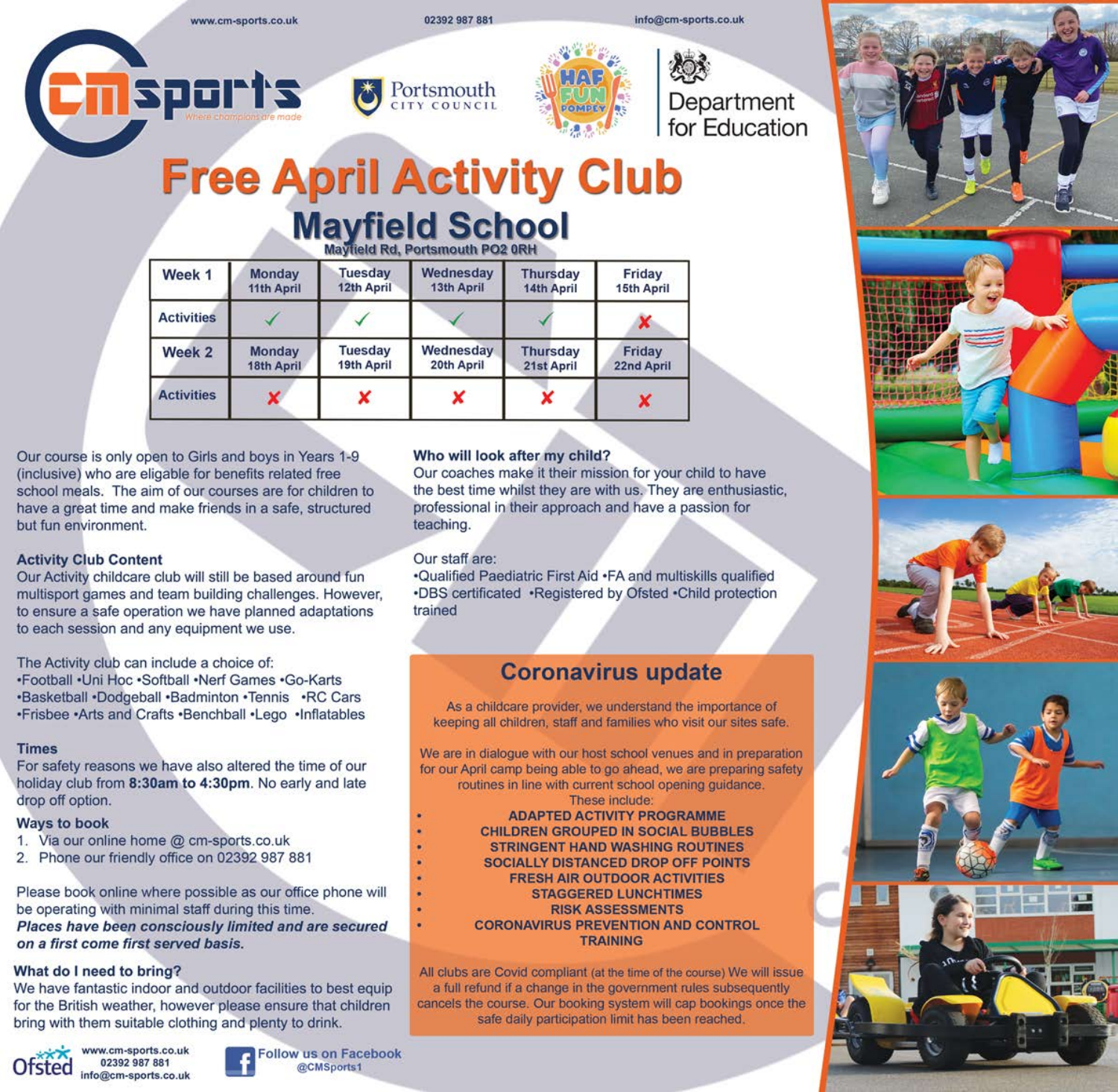www.cm-sports.co.uk 02392 987 881 info@cm-sports.co.uk

CM sports — Where champions are made

Portsmouth City Council

HAF FUN POMPEY

Department for Education

# Free April Activity Club

## Mayfield School

Mayfield Rd, Portsmouth PO2 0RH

| Week 1 | Monday 11th April | Tuesday 12th April | Wednesday 13th April | Thursday 14th April | Friday 15th April |
| --- | --- | --- | --- | --- | --- |
| Activities | ✓ | ✓ | ✓ | ✓ | ✗ |
| **Week 2** | **Monday 18th April** | **Tuesday 19th April** | **Wednesday 20th April** | **Thursday 21st April** | **Friday 22nd April** |
| Activities | ✗ | ✗ | ✗ | ✗ | ✗ |

Our course is only open to Girls and boys in Years 1-9 (inclusive) who are eligable for benefits related free school meals. The aim of our courses are for children to have a great time and make friends in a safe, structured but fun environment.

### Activity Club Content

Our Activity childcare club will still be based around fun multisport games and team building challenges. However, to ensure a safe operation we have planned adaptations to each session and any equipment we use.

The Activity club can include a choice of:

•Football •Uni Hoc •Softball •Nerf Games •Go-Karts •Basketball •Dodgeball •Badminton •Tennis •RC Cars •Frisbee •Arts and Crafts •Benchball •Lego •Inflatables

### Times

For safety reasons we have also altered the time of our holiday club from **8:30am to 4:30pm**. No early and late drop off option.

### Ways to book

1. Via our online home @ cm-sports.co.uk
2. Phone our friendly office on 02392 987 881

Please book online where possible as our office phone will be operating with minimal staff during this time.

***Places have been consciously limited and are secured on a first come first served basis.***

### What do I need to bring?

We have fantastic indoor and outdoor facilities to best equip for the British weather, however please ensure that children bring with them suitable clothing and plenty to drink.

### Who will look after my child?

Our coaches make it their mission for your child to have the best time whilst they are with us. They are enthusiastic, professional in their approach and have a passion for teaching.

Our staff are:

•Qualified Paediatric First Aid •FA and multiskills qualified •DBS certificated •Registered by Ofsted •Child protection trained

### Coronavirus update

As a childcare provider, we understand the importance of keeping all children, staff and families who visit our sites safe.

We are in dialogue with our host school venues and in preparation for our April camp being able to go ahead, we are preparing safety routines in line with current school opening guidance. These include:

- ADAPTED ACTIVITY PROGRAMME
- CHILDREN GROUPED IN SOCIAL BUBBLES
- STRINGENT HAND WASHING ROUTINES
- SOCIALLY DISTANCED DROP OFF POINTS
- FRESH AIR OUTDOOR ACTIVITIES
- STAGGERED LUNCHTIMES
- RISK ASSESSMENTS
- CORONAVIRUS PREVENTION AND CONTROL TRAINING

All clubs are Covid compliant (at the time of the course) We will issue a full refund if a change in the government rules subsequently cancels the course. Our booking system will cap bookings once the safe daily participation limit has been reached.

Ofsted — www.cm-sports.co.uk 02392 987 881 info@cm-sports.co.uk

Follow us on Facebook @CMSports1